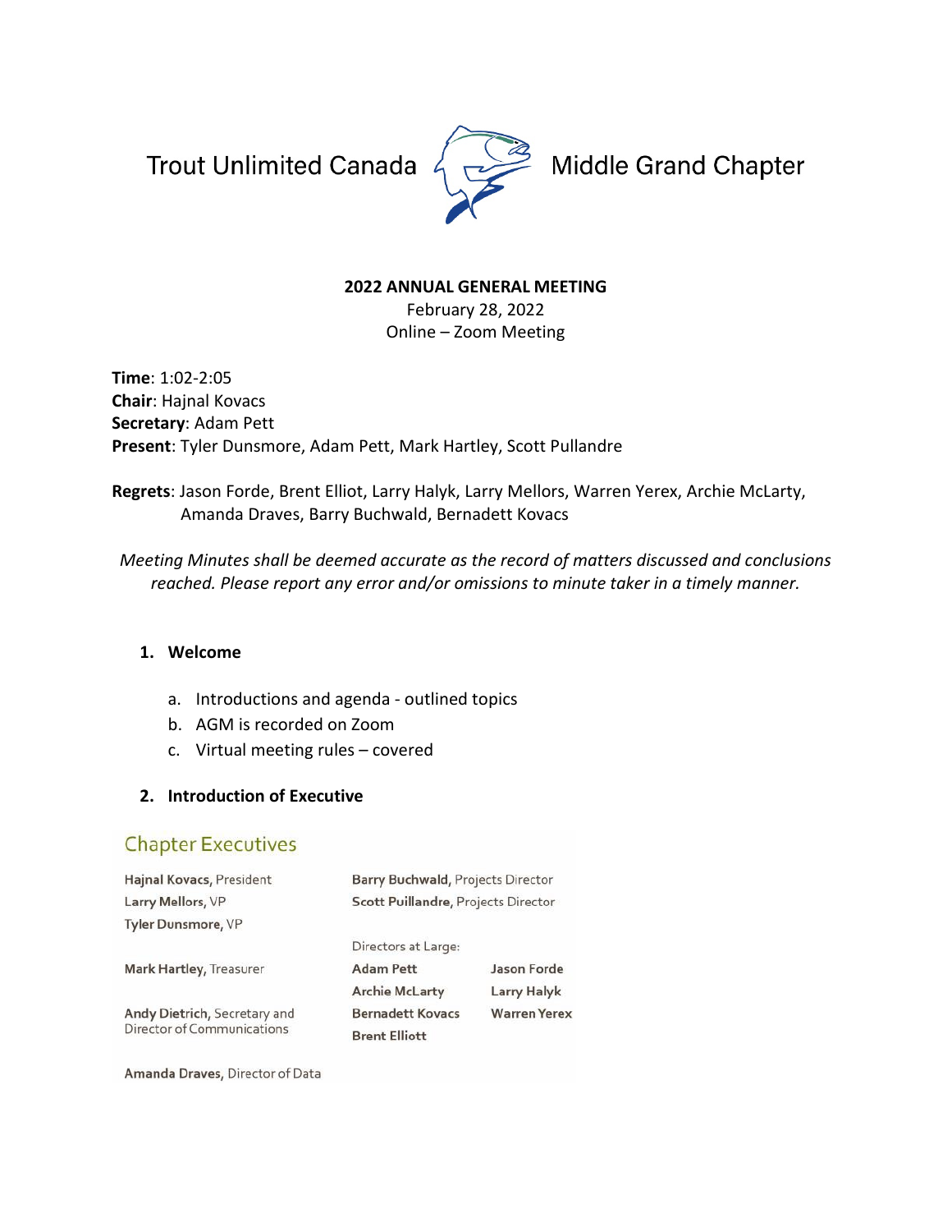Trout Unlimited Canada Middle Grand Chapter

**2022 ANNUAL GENERAL MEETING**
February 28, 2022
Online – Zoom Meeting

**Time**: 1:02-2:05
**Chair**: Hajnal Kovacs
**Secretary**: Adam Pett
**Present**: Tyler Dunsmore, Adam Pett, Mark Hartley, Scott Pullandre

**Regrets**: Jason Forde, Brent Elliot, Larry Halyk, Larry Mellors, Warren Yerex, Archie McLarty, Amanda Draves, Barry Buchwald, Bernadett Kovacs

*Meeting Minutes shall be deemed accurate as the record of matters discussed and conclusions reached. Please report any error and/or omissions to minute taker in a timely manner.*

1. **Welcome**
   a. Introductions and agenda - outlined topics
   b. AGM is recorded on Zoom
   c. Virtual meeting rules – covered

2. **Introduction of Executive**

## Chapter Executives

**Hajnal Kovacs**, President
**Larry Mellors**, VP
**Tyler Dunsmore**, VP

**Mark Hartley**, Treasurer

**Andy Dietrich**, Secretary and Director of Communications

**Amanda Draves**, Director of Data

**Barry Buchwald**, Projects Director
**Scott Puillandre**, Projects Director

Directors at Large:

**Adam Pett**
**Archie McLarty**
**Bernadett Kovacs**
**Brent Elliott**
**Jason Forde**
**Larry Halyk**
**Warren Yerex**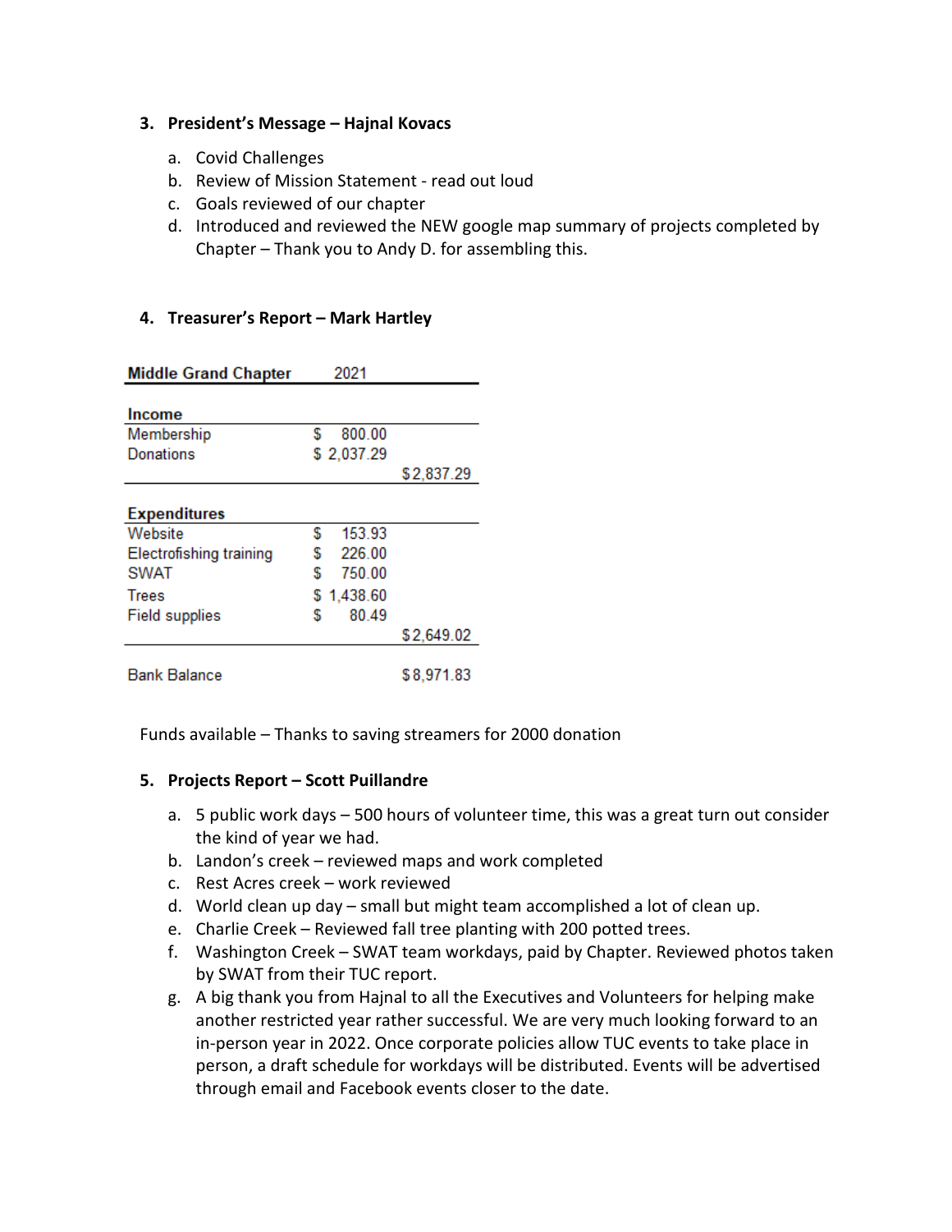3. **President's Message – Hajnal Kovacs**

   a. Covid Challenges
   b. Review of Mission Statement - read out loud
   c. Goals reviewed of our chapter
   d. Introduced and reviewed the NEW google map summary of projects completed by Chapter – Thank you to Andy D. for assembling this.

4. **Treasurer's Report – Mark Hartley**

| **Middle Grand Chapter** | 2021 | |
|---|---|---|
| **Income** | | |
| Membership | $ 800.00 | |
| Donations | $ 2,037.29 | |
| | | $2,837.29 |
| **Expenditures** | | |
| Website | $ 153.93 | |
| Electrofishing training | $ 226.00 | |
| SWAT | $ 750.00 | |
| Trees | $ 1,438.60 | |
| Field supplies | $ 80.49 | |
| | | $2,649.02 |
| Bank Balance | | $8,971.83 |

Funds available – Thanks to saving streamers for 2000 donation

5. **Projects Report – Scott Puillandre**

   a. 5 public work days – 500 hours of volunteer time, this was a great turn out consider the kind of year we had.
   b. Landon's creek – reviewed maps and work completed
   c. Rest Acres creek – work reviewed
   d. World clean up day – small but might team accomplished a lot of clean up.
   e. Charlie Creek – Reviewed fall tree planting with 200 potted trees.
   f. Washington Creek – SWAT team workdays, paid by Chapter. Reviewed photos taken by SWAT from their TUC report.
   g. A big thank you from Hajnal to all the Executives and Volunteers for helping make another restricted year rather successful. We are very much looking forward to an in-person year in 2022. Once corporate policies allow TUC events to take place in person, a draft schedule for workdays will be distributed. Events will be advertised through email and Facebook events closer to the date.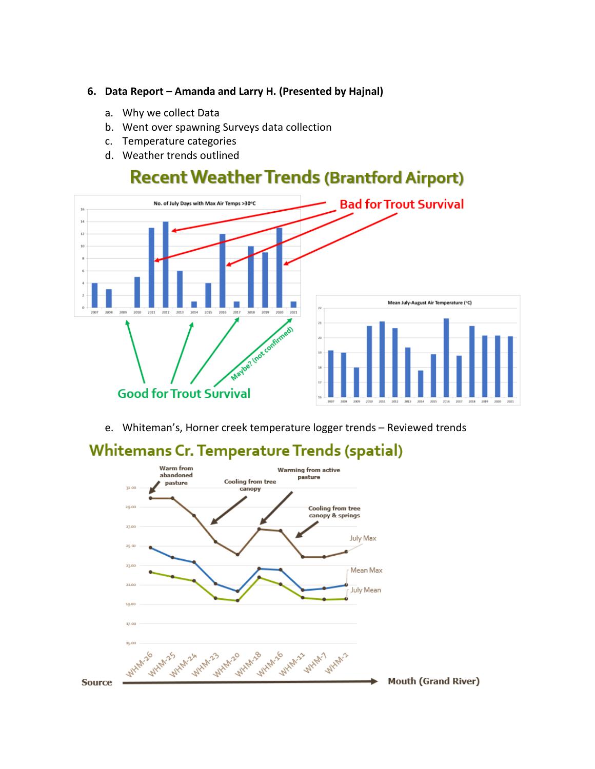6. **Data Report – Amanda and Larry H. (Presented by Hajnal)**

    a. Why we collect Data
    b. Went over spawning Surveys data collection
    c. Temperature categories
    d. Weather trends outlined

## Recent Weather Trends (Brantford Airport)

No. of July Days with Max Air Temps >30°C

Bad for Trout Survival

Good for Trout Survival

Maybe? (not confirmed)

Mean July-August Air Temperature (°C)

    e. Whiteman's, Horner creek temperature logger trends – Reviewed trends

## Whitemans Cr. Temperature Trends (spatial)

Warm from abandoned pasture

Cooling from tree canopy

Warming from active pasture

Cooling from tree canopy & springs

July Max

Mean Max

July Mean

WHM-26, WHM-25, WHM-24, WHM-23, WHM-20, WHM-18, WHM-16, WHM-11, WHM-7, WHM-2

Source → Mouth (Grand River)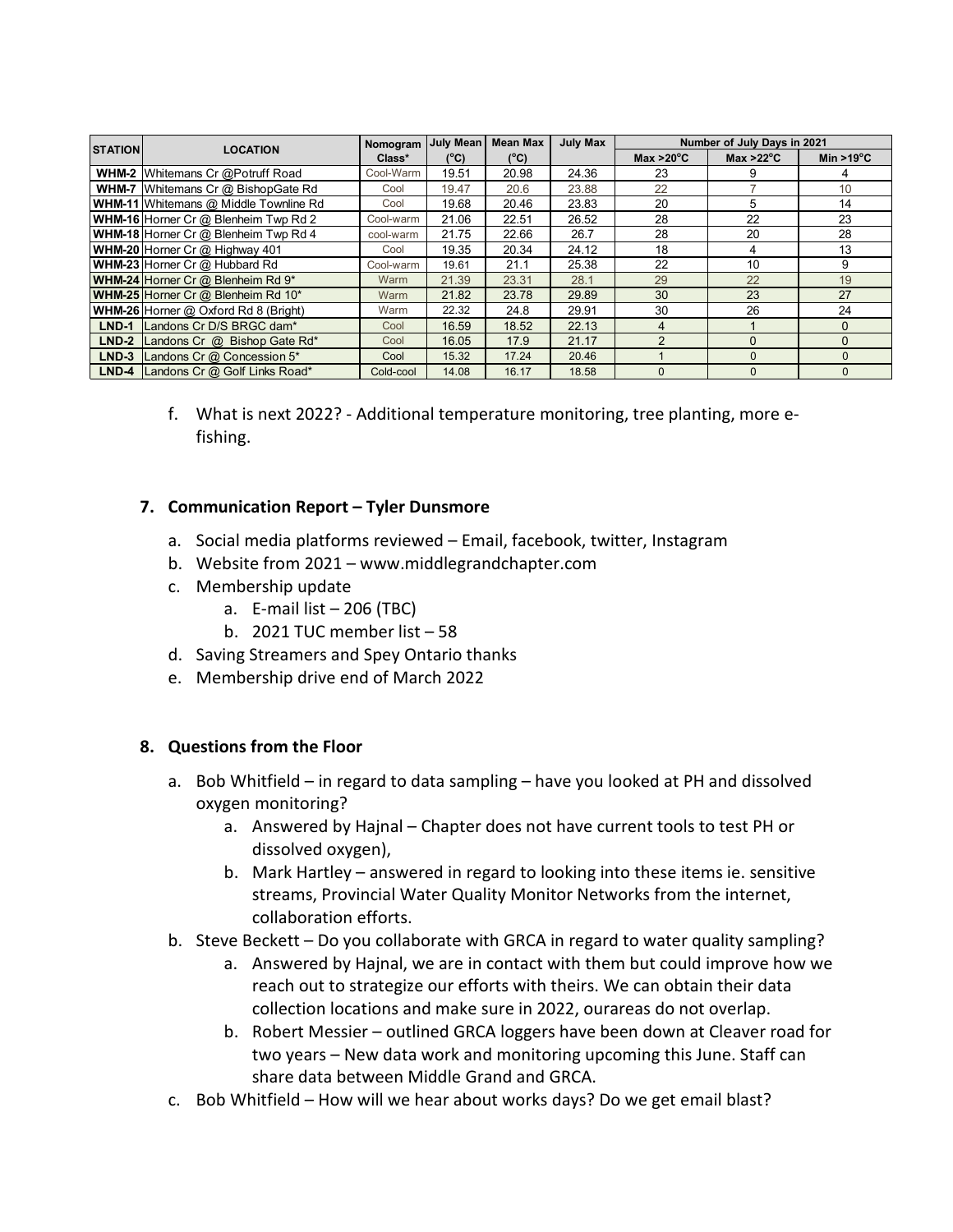| STATION | LOCATION | Nomogram Class* | July Mean (°C) | Mean Max (°C) | July Max | Number of July Days in 2021 | | |
|---|---|---|---|---|---|---|---|---|
| | | | | | | Max >20°C | Max >22°C | Min >19°C |
| WHM-2 | Whitemans Cr @Potruff Road | Cool-Warm | 19.51 | 20.98 | 24.36 | 23 | 9 | 4 |
| WHM-7 | Whitemans Cr @ BishopGate Rd | Cool | 19.47 | 20.6 | 23.88 | 22 | 7 | 10 |
| WHM-11 | Whitemans @ Middle Townline Rd | Cool | 19.68 | 20.46 | 23.83 | 20 | 5 | 14 |
| WHM-16 | Horner Cr @ Blenheim Twp Rd 2 | Cool-warm | 21.06 | 22.51 | 26.52 | 28 | 22 | 23 |
| WHM-18 | Horner Cr @ Blenheim Twp Rd 4 | cool-warm | 21.75 | 22.66 | 26.7 | 28 | 20 | 28 |
| WHM-20 | Horner Cr @ Highway 401 | Cool | 19.35 | 20.34 | 24.12 | 18 | 4 | 13 |
| WHM-23 | Horner Cr @ Hubbard Rd | Cool-warm | 19.61 | 21.1 | 25.38 | 22 | 10 | 9 |
| WHM-24 | Horner Cr @ Blenheim Rd 9* | Warm | 21.39 | 23.31 | 28.1 | 29 | 22 | 19 |
| WHM-25 | Horner Cr @ Blenheim Rd 10* | Warm | 21.82 | 23.78 | 29.89 | 30 | 23 | 27 |
| WHM-26 | Horner @ Oxford Rd 8 (Bright) | Warm | 22.32 | 24.8 | 29.91 | 30 | 26 | 24 |
| LND-1 | Landons Cr D/S BRGC dam* | Cool | 16.59 | 18.52 | 22.13 | 4 | 1 | 0 |
| LND-2 | Landons Cr @ Bishop Gate Rd* | Cool | 16.05 | 17.9 | 21.17 | 2 | 0 | 0 |
| LND-3 | Landons Cr @ Concession 5* | Cool | 15.32 | 17.24 | 20.46 | 1 | 0 | 0 |
| LND-4 | Landons Cr @ Golf Links Road* | Cold-cool | 14.08 | 16.17 | 18.58 | 0 | 0 | 0 |

f. What is next 2022? - Additional temperature monitoring, tree planting, more e-fishing.

### 7. Communication Report – Tyler Dunsmore

a. Social media platforms reviewed – Email, facebook, twitter, Instagram
b. Website from 2021 – www.middlegrandchapter.com
c. Membership update
   a. E-mail list – 206 (TBC)
   b. 2021 TUC member list – 58
d. Saving Streamers and Spey Ontario thanks
e. Membership drive end of March 2022

### 8. Questions from the Floor

a. Bob Whitfield – in regard to data sampling – have you looked at PH and dissolved oxygen monitoring?
   a. Answered by Hajnal – Chapter does not have current tools to test PH or dissolved oxygen),
   b. Mark Hartley – answered in regard to looking into these items ie. sensitive streams, Provincial Water Quality Monitor Networks from the internet, collaboration efforts.
b. Steve Beckett – Do you collaborate with GRCA in regard to water quality sampling?
   a. Answered by Hajnal, we are in contact with them but could improve how we reach out to strategize our efforts with theirs. We can obtain their data collection locations and make sure in 2022, ourareas do not overlap.
   b. Robert Messier – outlined GRCA loggers have been down at Cleaver road for two years – New data work and monitoring upcoming this June. Staff can share data between Middle Grand and GRCA.
c. Bob Whitfield – How will we hear about works days? Do we get email blast?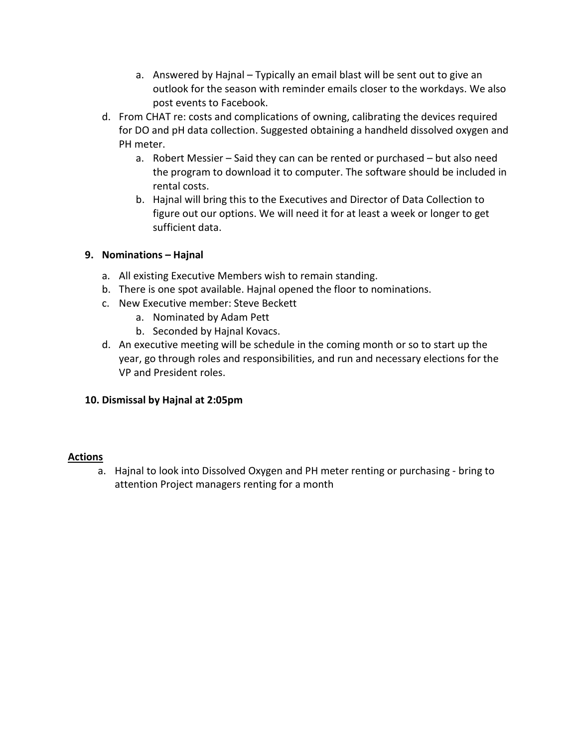a. Answered by Hajnal – Typically an email blast will be sent out to give an outlook for the season with reminder emails closer to the workdays. We also post events to Facebook.

d. From CHAT re: costs and complications of owning, calibrating the devices required for DO and pH data collection. Suggested obtaining a handheld dissolved oxygen and PH meter.
   a. Robert Messier – Said they can can be rented or purchased – but also need the program to download it to computer. The software should be included in rental costs.
   b. Hajnal will bring this to the Executives and Director of Data Collection to figure out our options. We will need it for at least a week or longer to get sufficient data.

**9. Nominations – Hajnal**

a. All existing Executive Members wish to remain standing.
b. There is one spot available. Hajnal opened the floor to nominations.
c. New Executive member: Steve Beckett
   a. Nominated by Adam Pett
   b. Seconded by Hajnal Kovacs.
d. An executive meeting will be schedule in the coming month or so to start up the year, go through roles and responsibilities, and run and necessary elections for the VP and President roles.

**10. Dismissal by Hajnal at 2:05pm**

**Actions**

a. Hajnal to look into Dissolved Oxygen and PH meter renting or purchasing - bring to attention Project managers renting for a month